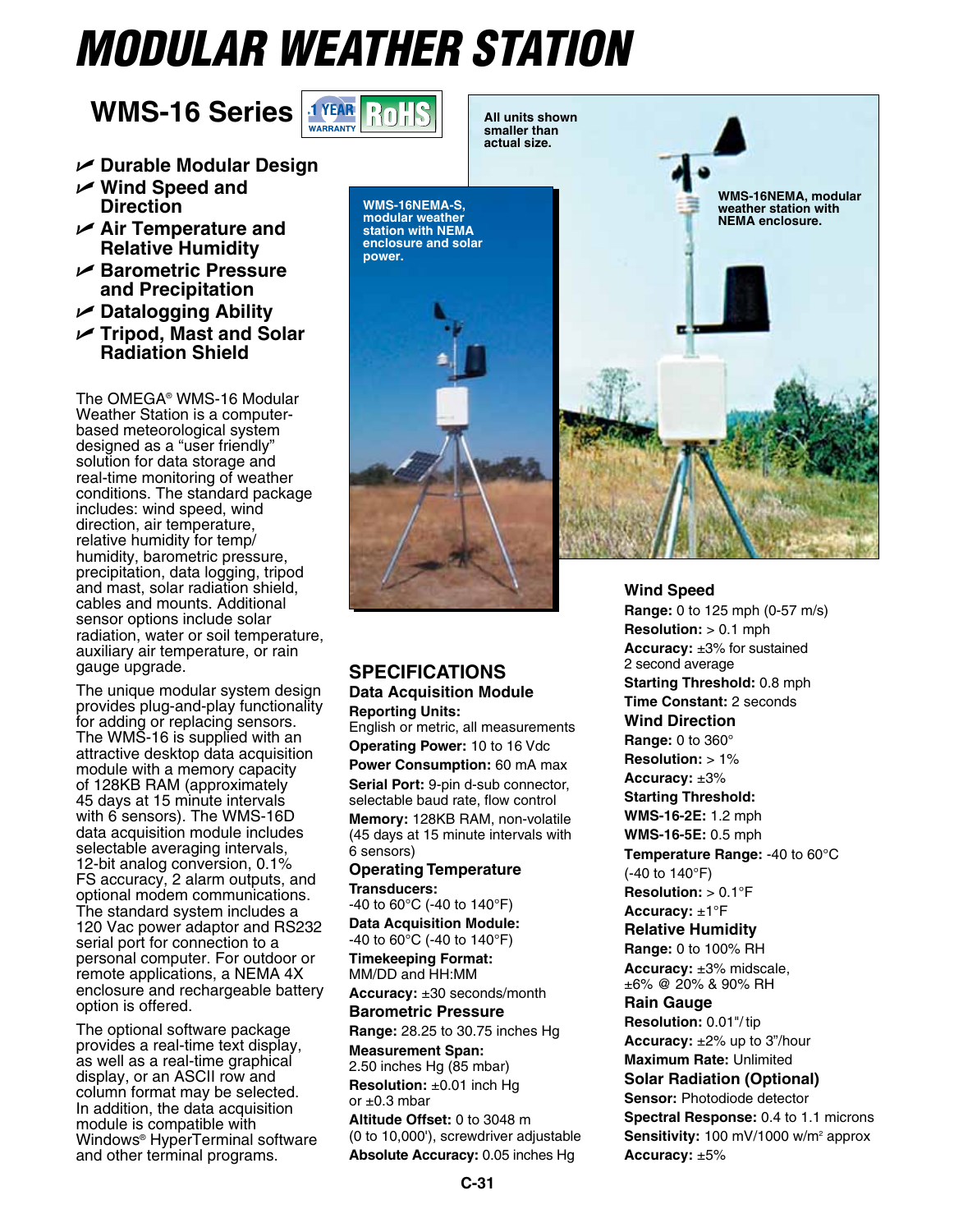# MODULAR WEATHER STATION

## WMS-16 Series

1 YEAR WARRANTY RoHS

- Durable Modular Design
- Wind Speed and Direction
- Air Temperature and Relative Humidity
- Barometric Pressure and Precipitation
- Datalogging Ability
- Tripod, Mast and Solar Radiation Shield

The OMEGA® WMS-16 Modular Weather Station is a computer-based meteorological system designed as a "user friendly" solution for data storage and real-time monitoring of weather conditions. The standard package includes: wind speed, wind direction, air temperature, relative humidity for temp/humidity, barometric pressure, precipitation, data logging, tripod and mast, solar radiation shield, cables and mounts. Additional sensor options include solar radiation, water or soil temperature, auxiliary air temperature, or rain gauge upgrade.

The unique modular system design provides plug-and-play functionality for adding or replacing sensors. The WMS-16 is supplied with an attractive desktop data acquisition module with a memory capacity of 128KB RAM (approximately 45 days at 15 minute intervals with 6 sensors). The WMS-16D data acquisition module includes selectable averaging intervals, 12-bit analog conversion, 0.1% FS accuracy, 2 alarm outputs, and optional modem communications. The standard system includes a 120 Vac power adaptor and RS232 serial port for connection to a personal computer. For outdoor or remote applications, a NEMA 4X enclosure and rechargeable battery option is offered.

The optional software package provides a real-time text display, as well as a real-time graphical display, or an ASCII row and column format may be selected. In addition, the data acquisition module is compatible with Windows® HyperTerminal software and other terminal programs.

All units shown smaller than actual size.

WMS-16NEMA-S, modular weather station with NEMA enclosure and solar power.

WMS-16NEMA, modular weather station with NEMA enclosure.

## SPECIFICATIONS

### Data Acquisition Module

**Reporting Units:** English or metric, all measurements
**Operating Power:** 10 to 16 Vdc
**Power Consumption:** 60 mA max
**Serial Port:** 9-pin d-sub connector, selectable baud rate, flow control
**Memory:** 128KB RAM, non-volatile (45 days at 15 minute intervals with 6 sensors)

### Operating Temperature

**Transducers:** -40 to 60°C (-40 to 140°F)
**Data Acquisition Module:** -40 to 60°C (-40 to 140°F)
**Timekeeping Format:** MM/DD and HH:MM
**Accuracy:** ±30 seconds/month

### Barometric Pressure

**Range:** 28.25 to 30.75 inches Hg
**Measurement Span:** 2.50 inches Hg (85 mbar)
**Resolution:** ±0.01 inch Hg or ±0.3 mbar
**Altitude Offset:** 0 to 3048 m (0 to 10,000'), screwdriver adjustable
**Absolute Accuracy:** 0.05 inches Hg

### Wind Speed

**Range:** 0 to 125 mph (0-57 m/s)
**Resolution:** > 0.1 mph
**Accuracy:** ±3% for sustained 2 second average
**Starting Threshold:** 0.8 mph
**Time Constant:** 2 seconds

### Wind Direction

**Range:** 0 to 360°
**Resolution:** > 1%
**Accuracy:** ±3%
**Starting Threshold:**
**WMS-16-2E:** 1.2 mph
**WMS-16-5E:** 0.5 mph
**Temperature Range:** -40 to 60°C (-40 to 140°F)
**Resolution:** > 0.1°F
**Accuracy:** ±1°F

### Relative Humidity

**Range:** 0 to 100% RH
**Accuracy:** ±3% midscale, ±6% @ 20% & 90% RH

### Rain Gauge

**Resolution:** 0.01"/tip
**Accuracy:** ±2% up to 3"/hour
**Maximum Rate:** Unlimited

### Solar Radiation (Optional)

**Sensor:** Photodiode detector
**Spectral Response:** 0.4 to 1.1 microns
**Sensitivity:** 100 mV/1000 w/m² approx
**Accuracy:** ±5%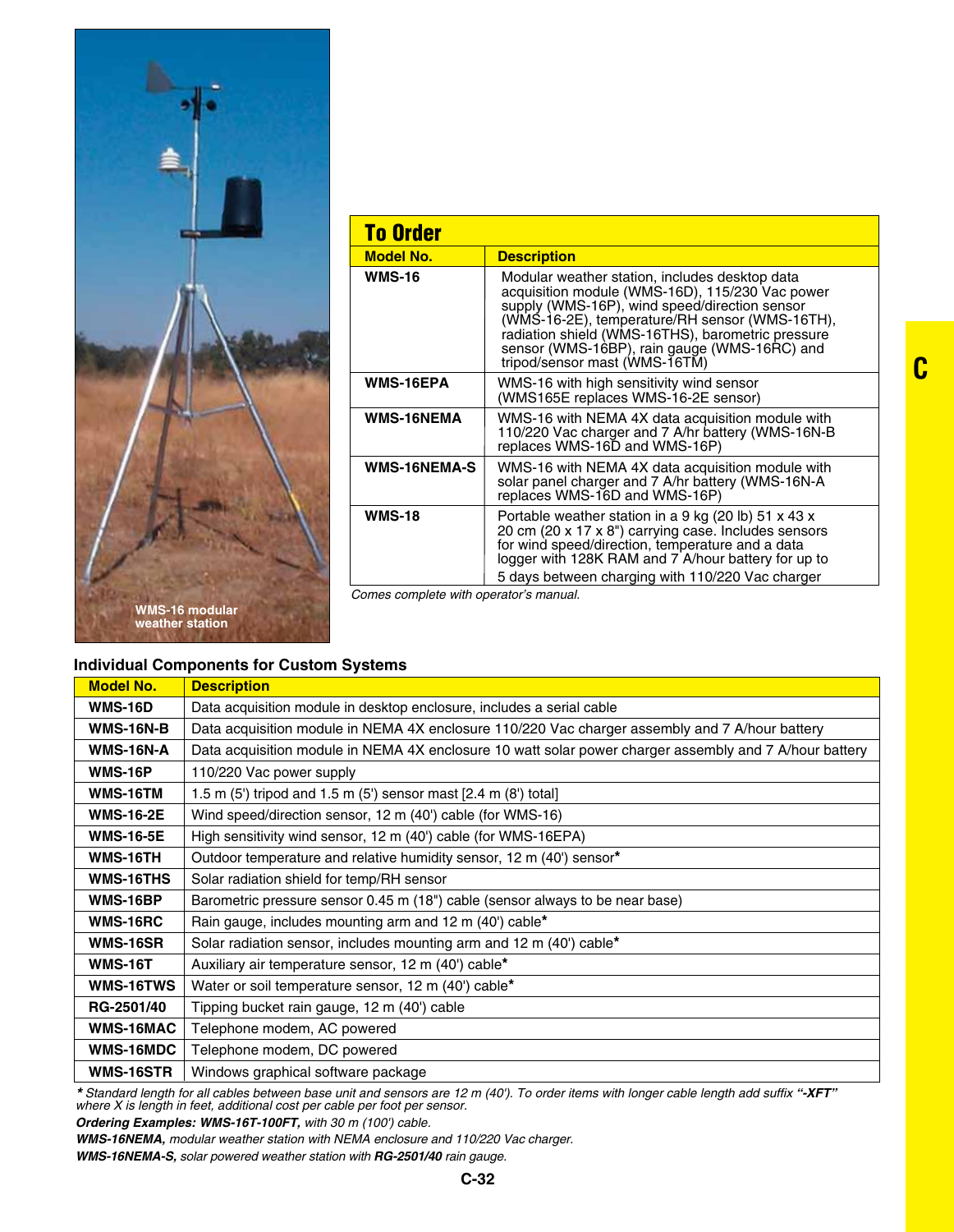WMS-16 modular weather station

## To Order

| Model No. | Description |
|---|---|
| WMS-16 | Modular weather station, includes desktop data acquisition module (WMS-16D), 115/230 Vac power supply (WMS-16P), wind speed/direction sensor (WMS-16-2E), temperature/RH sensor (WMS-16TH), radiation shield (WMS-16THS), barometric pressure sensor (WMS-16BP), rain gauge (WMS-16RC) and tripod/sensor mast (WMS-16TM) |
| WMS-16EPA | WMS-16 with high sensitivity wind sensor (WMS165E replaces WMS-16-2E sensor) |
| WMS-16NEMA | WMS-16 with NEMA 4X data acquisition module with 110/220 Vac charger and 7 A/hr battery (WMS-16N-B replaces WMS-16D and WMS-16P) |
| WMS-16NEMA-S | WMS-16 with NEMA 4X data acquisition module with solar panel charger and 7 A/hr battery (WMS-16N-A replaces WMS-16D and WMS-16P) |
| WMS-18 | Portable weather station in a 9 kg (20 lb) 51 x 43 x 20 cm (20 x 17 x 8") carrying case. Includes sensors for wind speed/direction, temperature and a data logger with 128K RAM and 7 A/hour battery for up to 5 days between charging with 110/220 Vac charger |

*Comes complete with operator's manual.*

### Individual Components for Custom Systems

| Model No. | Description |
|---|---|
| WMS-16D | Data acquisition module in desktop enclosure, includes a serial cable |
| WMS-16N-B | Data acquisition module in NEMA 4X enclosure 110/220 Vac charger assembly and 7 A/hour battery |
| WMS-16N-A | Data acquisition module in NEMA 4X enclosure 10 watt solar power charger assembly and 7 A/hour battery |
| WMS-16P | 110/220 Vac power supply |
| WMS-16TM | 1.5 m (5') tripod and 1.5 m (5') sensor mast [2.4 m (8') total] |
| WMS-16-2E | Wind speed/direction sensor, 12 m (40') cable (for WMS-16) |
| WMS-16-5E | High sensitivity wind sensor, 12 m (40') cable (for WMS-16EPA) |
| WMS-16TH | Outdoor temperature and relative humidity sensor, 12 m (40') sensor* |
| WMS-16THS | Solar radiation shield for temp/RH sensor |
| WMS-16BP | Barometric pressure sensor 0.45 m (18") cable (sensor always to be near base) |
| WMS-16RC | Rain gauge, includes mounting arm and 12 m (40') cable* |
| WMS-16SR | Solar radiation sensor, includes mounting arm and 12 m (40') cable* |
| WMS-16T | Auxiliary air temperature sensor, 12 m (40') cable* |
| WMS-16TWS | Water or soil temperature sensor, 12 m (40') cable* |
| RG-2501/40 | Tipping bucket rain gauge, 12 m (40') cable |
| WMS-16MAC | Telephone modem, AC powered |
| WMS-16MDC | Telephone modem, DC powered |
| WMS-16STR | Windows graphical software package |

*\* Standard length for all cables between base unit and sensors are 12 m (40'). To order items with longer cable length add suffix **"-XFT"** where X is length in feet, additional cost per cable per foot per sensor.*

***Ordering Examples: WMS-16T-100FT,*** *with 30 m (100') cable.*

***WMS-16NEMA,*** *modular weather station with NEMA enclosure and 110/220 Vac charger.*

***WMS-16NEMA-S,*** *solar powered weather station with* ***RG-2501/40*** *rain gauge.*